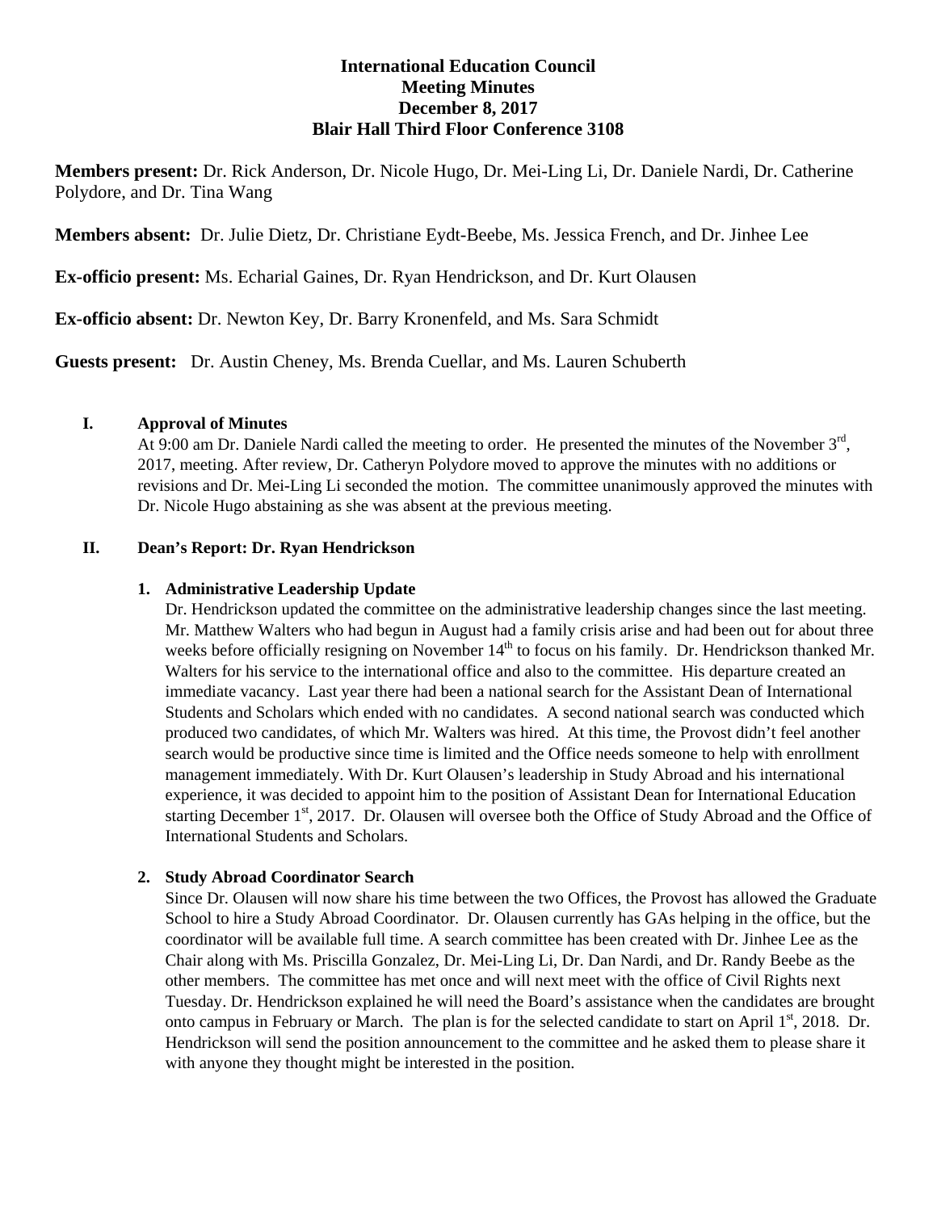# International Education Council
## Meeting Minutes
## December 8, 2017
## Blair Hall Third Floor Conference 3108

**Members present:** Dr. Rick Anderson, Dr. Nicole Hugo, Dr. Mei-Ling Li, Dr. Daniele Nardi, Dr. Catherine Polydore, and Dr. Tina Wang

**Members absent:** Dr. Julie Dietz, Dr. Christiane Eydt-Beebe, Ms. Jessica French, and Dr. Jinhee Lee

**Ex-officio present:** Ms. Echarial Gaines, Dr. Ryan Hendrickson, and Dr. Kurt Olausen

**Ex-officio absent:** Dr. Newton Key, Dr. Barry Kronenfeld, and Ms. Sara Schmidt

**Guests present:** Dr. Austin Cheney, Ms. Brenda Cuellar, and Ms. Lauren Schuberth

### I. Approval of Minutes

At 9:00 am Dr. Daniele Nardi called the meeting to order. He presented the minutes of the November 3rd, 2017, meeting. After review, Dr. Catheryn Polydore moved to approve the minutes with no additions or revisions and Dr. Mei-Ling Li seconded the motion. The committee unanimously approved the minutes with Dr. Nicole Hugo abstaining as she was absent at the previous meeting.

### II. Dean's Report: Dr. Ryan Hendrickson

**1. Administrative Leadership Update**

Dr. Hendrickson updated the committee on the administrative leadership changes since the last meeting. Mr. Matthew Walters who had begun in August had a family crisis arise and had been out for about three weeks before officially resigning on November 14th to focus on his family. Dr. Hendrickson thanked Mr. Walters for his service to the international office and also to the committee. His departure created an immediate vacancy. Last year there had been a national search for the Assistant Dean of International Students and Scholars which ended with no candidates. A second national search was conducted which produced two candidates, of which Mr. Walters was hired. At this time, the Provost didn't feel another search would be productive since time is limited and the Office needs someone to help with enrollment management immediately. With Dr. Kurt Olausen's leadership in Study Abroad and his international experience, it was decided to appoint him to the position of Assistant Dean for International Education starting December 1st, 2017. Dr. Olausen will oversee both the Office of Study Abroad and the Office of International Students and Scholars.

**2. Study Abroad Coordinator Search**

Since Dr. Olausen will now share his time between the two Offices, the Provost has allowed the Graduate School to hire a Study Abroad Coordinator. Dr. Olausen currently has GAs helping in the office, but the coordinator will be available full time. A search committee has been created with Dr. Jinhee Lee as the Chair along with Ms. Priscilla Gonzalez, Dr. Mei-Ling Li, Dr. Dan Nardi, and Dr. Randy Beebe as the other members. The committee has met once and will next meet with the office of Civil Rights next Tuesday. Dr. Hendrickson explained he will need the Board's assistance when the candidates are brought onto campus in February or March. The plan is for the selected candidate to start on April 1st, 2018. Dr. Hendrickson will send the position announcement to the committee and he asked them to please share it with anyone they thought might be interested in the position.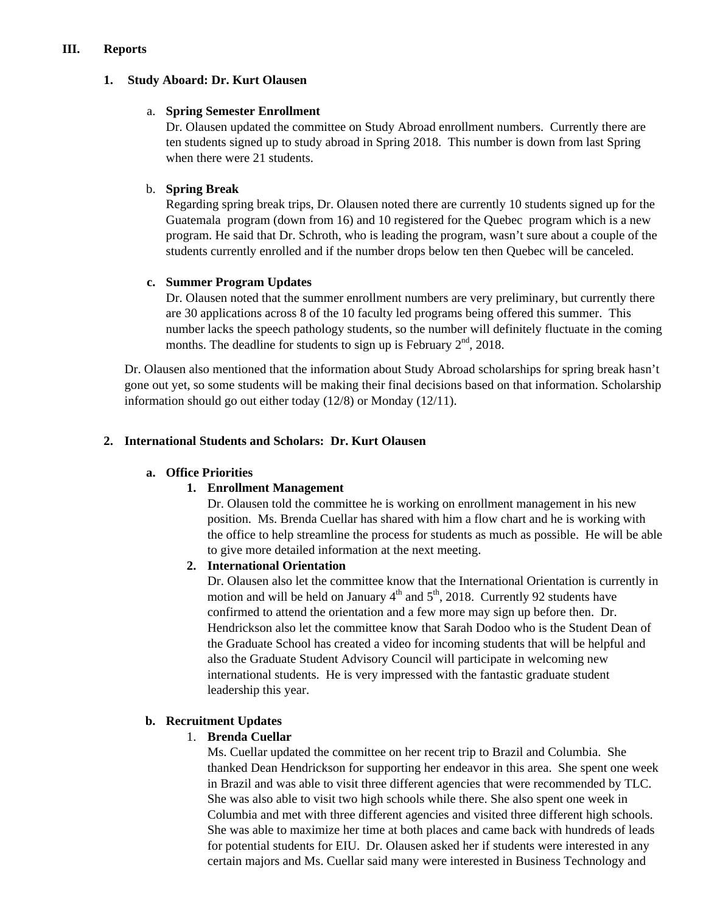## III. Reports

### 1. Study Aboard: Dr. Kurt Olausen

a. **Spring Semester Enrollment**
Dr. Olausen updated the committee on Study Abroad enrollment numbers. Currently there are ten students signed up to study abroad in Spring 2018. This number is down from last Spring when there were 21 students.

b. **Spring Break**
Regarding spring break trips, Dr. Olausen noted there are currently 10 students signed up for the Guatemala program (down from 16) and 10 registered for the Quebec program which is a new program. He said that Dr. Schroth, who is leading the program, wasn't sure about a couple of the students currently enrolled and if the number drops below ten then Quebec will be canceled.

c. **Summer Program Updates**
Dr. Olausen noted that the summer enrollment numbers are very preliminary, but currently there are 30 applications across 8 of the 10 faculty led programs being offered this summer. This number lacks the speech pathology students, so the number will definitely fluctuate in the coming months. The deadline for students to sign up is February 2nd, 2018.

Dr. Olausen also mentioned that the information about Study Abroad scholarships for spring break hasn't gone out yet, so some students will be making their final decisions based on that information. Scholarship information should go out either today (12/8) or Monday (12/11).

### 2. International Students and Scholars: Dr. Kurt Olausen

a. **Office Priorities**

1. **Enrollment Management**
Dr. Olausen told the committee he is working on enrollment management in his new position. Ms. Brenda Cuellar has shared with him a flow chart and he is working with the office to help streamline the process for students as much as possible. He will be able to give more detailed information at the next meeting.

2. **International Orientation**
Dr. Olausen also let the committee know that the International Orientation is currently in motion and will be held on January 4th and 5th, 2018. Currently 92 students have confirmed to attend the orientation and a few more may sign up before then. Dr. Hendrickson also let the committee know that Sarah Dodoo who is the Student Dean of the Graduate School has created a video for incoming students that will be helpful and also the Graduate Student Advisory Council will participate in welcoming new international students. He is very impressed with the fantastic graduate student leadership this year.

b. **Recruitment Updates**

1. **Brenda Cuellar**
Ms. Cuellar updated the committee on her recent trip to Brazil and Columbia. She thanked Dean Hendrickson for supporting her endeavor in this area. She spent one week in Brazil and was able to visit three different agencies that were recommended by TLC. She was also able to visit two high schools while there. She also spent one week in Columbia and met with three different agencies and visited three different high schools. She was able to maximize her time at both places and came back with hundreds of leads for potential students for EIU. Dr. Olausen asked her if students were interested in any certain majors and Ms. Cuellar said many were interested in Business Technology and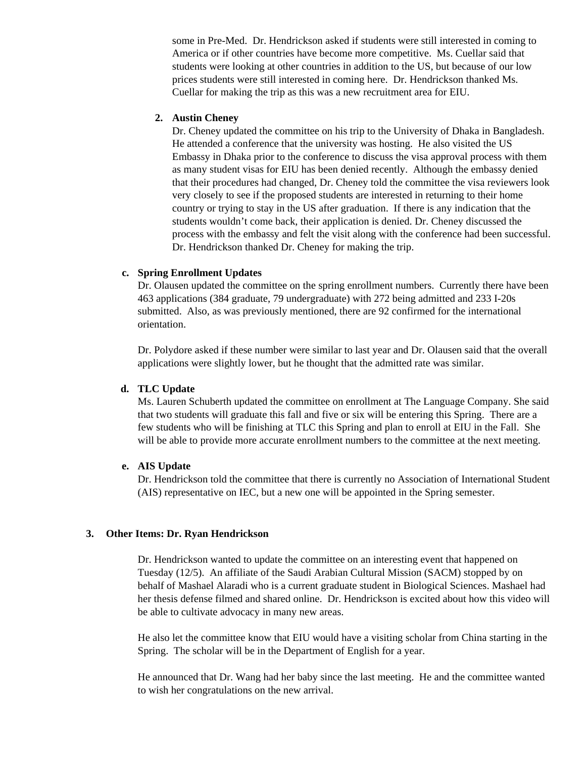some in Pre-Med. Dr. Hendrickson asked if students were still interested in coming to America or if other countries have become more competitive. Ms. Cuellar said that students were looking at other countries in addition to the US, but because of our low prices students were still interested in coming here. Dr. Hendrickson thanked Ms. Cuellar for making the trip as this was a new recruitment area for EIU.

2. **Austin Cheney**

   Dr. Cheney updated the committee on his trip to the University of Dhaka in Bangladesh. He attended a conference that the university was hosting. He also visited the US Embassy in Dhaka prior to the conference to discuss the visa approval process with them as many student visas for EIU has been denied recently. Although the embassy denied that their procedures had changed, Dr. Cheney told the committee the visa reviewers look very closely to see if the proposed students are interested in returning to their home country or trying to stay in the US after graduation. If there is any indication that the students wouldn't come back, their application is denied. Dr. Cheney discussed the process with the embassy and felt the visit along with the conference had been successful. Dr. Hendrickson thanked Dr. Cheney for making the trip.

**c. Spring Enrollment Updates**

Dr. Olausen updated the committee on the spring enrollment numbers. Currently there have been 463 applications (384 graduate, 79 undergraduate) with 272 being admitted and 233 I-20s submitted. Also, as was previously mentioned, there are 92 confirmed for the international orientation.

Dr. Polydore asked if these number were similar to last year and Dr. Olausen said that the overall applications were slightly lower, but he thought that the admitted rate was similar.

**d. TLC Update**

Ms. Lauren Schuberth updated the committee on enrollment at The Language Company. She said that two students will graduate this fall and five or six will be entering this Spring. There are a few students who will be finishing at TLC this Spring and plan to enroll at EIU in the Fall. She will be able to provide more accurate enrollment numbers to the committee at the next meeting.

**e. AIS Update**

Dr. Hendrickson told the committee that there is currently no Association of International Student (AIS) representative on IEC, but a new one will be appointed in the Spring semester.

**3. Other Items: Dr. Ryan Hendrickson**

Dr. Hendrickson wanted to update the committee on an interesting event that happened on Tuesday (12/5). An affiliate of the Saudi Arabian Cultural Mission (SACM) stopped by on behalf of Mashael Alaradi who is a current graduate student in Biological Sciences. Mashael had her thesis defense filmed and shared online. Dr. Hendrickson is excited about how this video will be able to cultivate advocacy in many new areas.

He also let the committee know that EIU would have a visiting scholar from China starting in the Spring. The scholar will be in the Department of English for a year.

He announced that Dr. Wang had her baby since the last meeting. He and the committee wanted to wish her congratulations on the new arrival.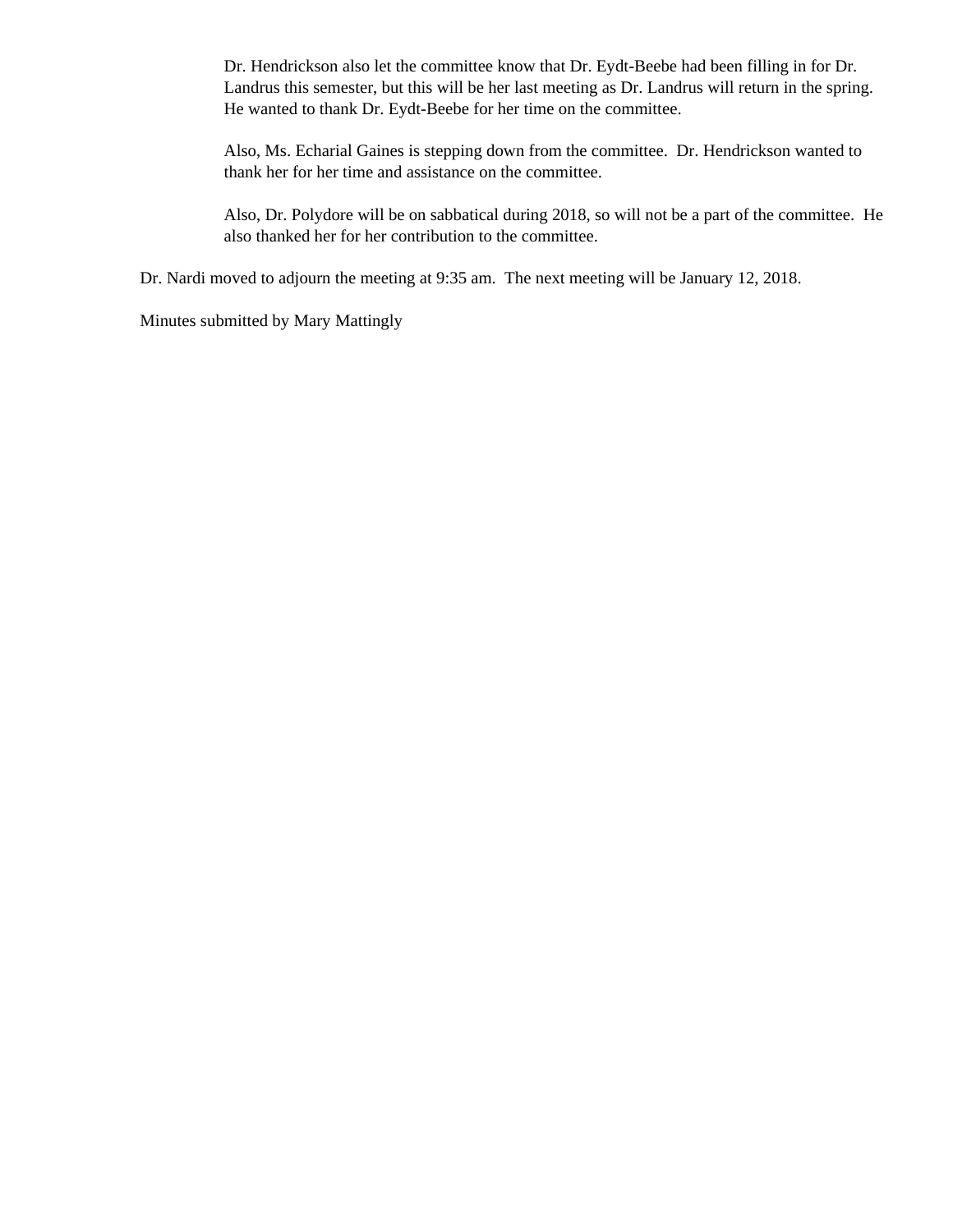Dr. Hendrickson also let the committee know that Dr. Eydt-Beebe had been filling in for Dr. Landrus this semester, but this will be her last meeting as Dr. Landrus will return in the spring. He wanted to thank Dr. Eydt-Beebe for her time on the committee.

Also, Ms. Echarial Gaines is stepping down from the committee. Dr. Hendrickson wanted to thank her for her time and assistance on the committee.

Also, Dr. Polydore will be on sabbatical during 2018, so will not be a part of the committee. He also thanked her for her contribution to the committee.

Dr. Nardi moved to adjourn the meeting at 9:35 am. The next meeting will be January 12, 2018.

Minutes submitted by Mary Mattingly